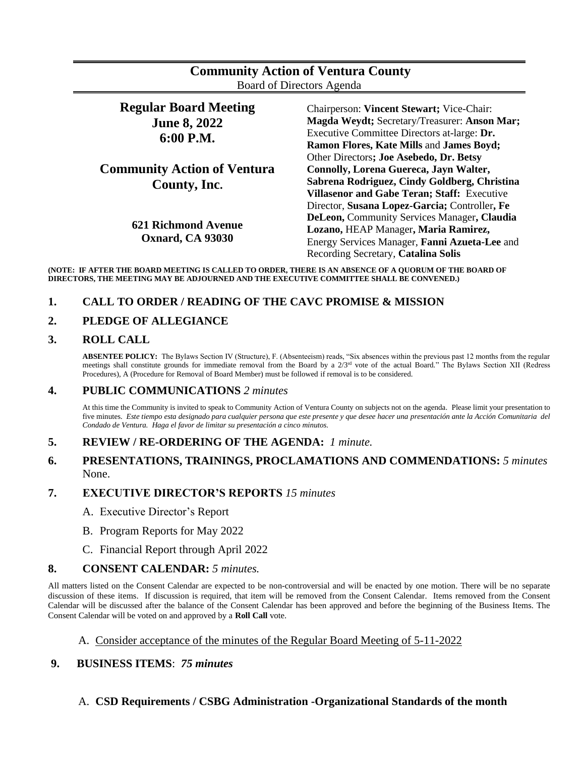# Community Action of Ventura County

Board of Directors Agenda

**Regular Board Meeting**
**June 8, 2022**
**6:00 P.M.**

**Community Action of Ventura County, Inc.**

**621 Richmond Avenue**
**Oxnard, CA 93030**

Chairperson: **Vincent Stewart;** Vice-Chair: **Magda Weydt;** Secretary/Treasurer: **Anson Mar;** Executive Committee Directors at-large: **Dr. Ramon Flores, Kate Mills** and **James Boyd;** Other Directors**; Joe Asebedo, Dr. Betsy Connolly, Lorena Guereca, Jayn Walter, Sabrena Rodriguez, Cindy Goldberg, Christina Villasenor and Gabe Teran; Staff:** Executive Director, **Susana Lopez-Garcia;** Controller**, Fe DeLeon,** Community Services Manager**, Claudia Lozano,** HEAP Manager**, Maria Ramirez,** Energy Services Manager, **Fanni Azueta-Lee** and Recording Secretary, **Catalina Solis**

**(NOTE: IF AFTER THE BOARD MEETING IS CALLED TO ORDER, THERE IS AN ABSENCE OF A QUORUM OF THE BOARD OF DIRECTORS, THE MEETING MAY BE ADJOURNED AND THE EXECUTIVE COMMITTEE SHALL BE CONVENED.)**

## 1. CALL TO ORDER / READING OF THE CAVC PROMISE & MISSION

## 2. PLEDGE OF ALLEGIANCE

## 3. ROLL CALL

**ABSENTEE POLICY:** The Bylaws Section IV (Structure), F. (Absenteeism) reads, "Six absences within the previous past 12 months from the regular meetings shall constitute grounds for immediate removal from the Board by a 2/3rd vote of the actual Board." The Bylaws Section XII (Redress Procedures), A (Procedure for Removal of Board Member) must be followed if removal is to be considered.

## 4. PUBLIC COMMUNICATIONS *2 minutes*

At this time the Community is invited to speak to Community Action of Ventura County on subjects not on the agenda. Please limit your presentation to five minutes. *Este tiempo esta designado para cualquier persona que este presente y que desee hacer una presentación ante la Acción Comunitaria del Condado de Ventura. Haga el favor de limitar su presentación a cinco minutos.*

## 5. REVIEW / RE-ORDERING OF THE AGENDA: *1 minute.*

## 6. PRESENTATIONS, TRAININGS, PROCLAMATIONS AND COMMENDATIONS: *5 minutes*

None.

## 7. EXECUTIVE DIRECTOR'S REPORTS *15 minutes*

A. Executive Director's Report

B. Program Reports for May 2022

C. Financial Report through April 2022

## 8. CONSENT CALENDAR: *5 minutes.*

All matters listed on the Consent Calendar are expected to be non-controversial and will be enacted by one motion. There will be no separate discussion of these items. If discussion is required, that item will be removed from the Consent Calendar. Items removed from the Consent Calendar will be discussed after the balance of the Consent Calendar has been approved and before the beginning of the Business Items. The Consent Calendar will be voted on and approved by a **Roll Call** vote.

A. Consider acceptance of the minutes of the Regular Board Meeting of 5-11-2022

## 9. BUSINESS ITEMS: *75 minutes*

A. **CSD Requirements / CSBG Administration -Organizational Standards of the month**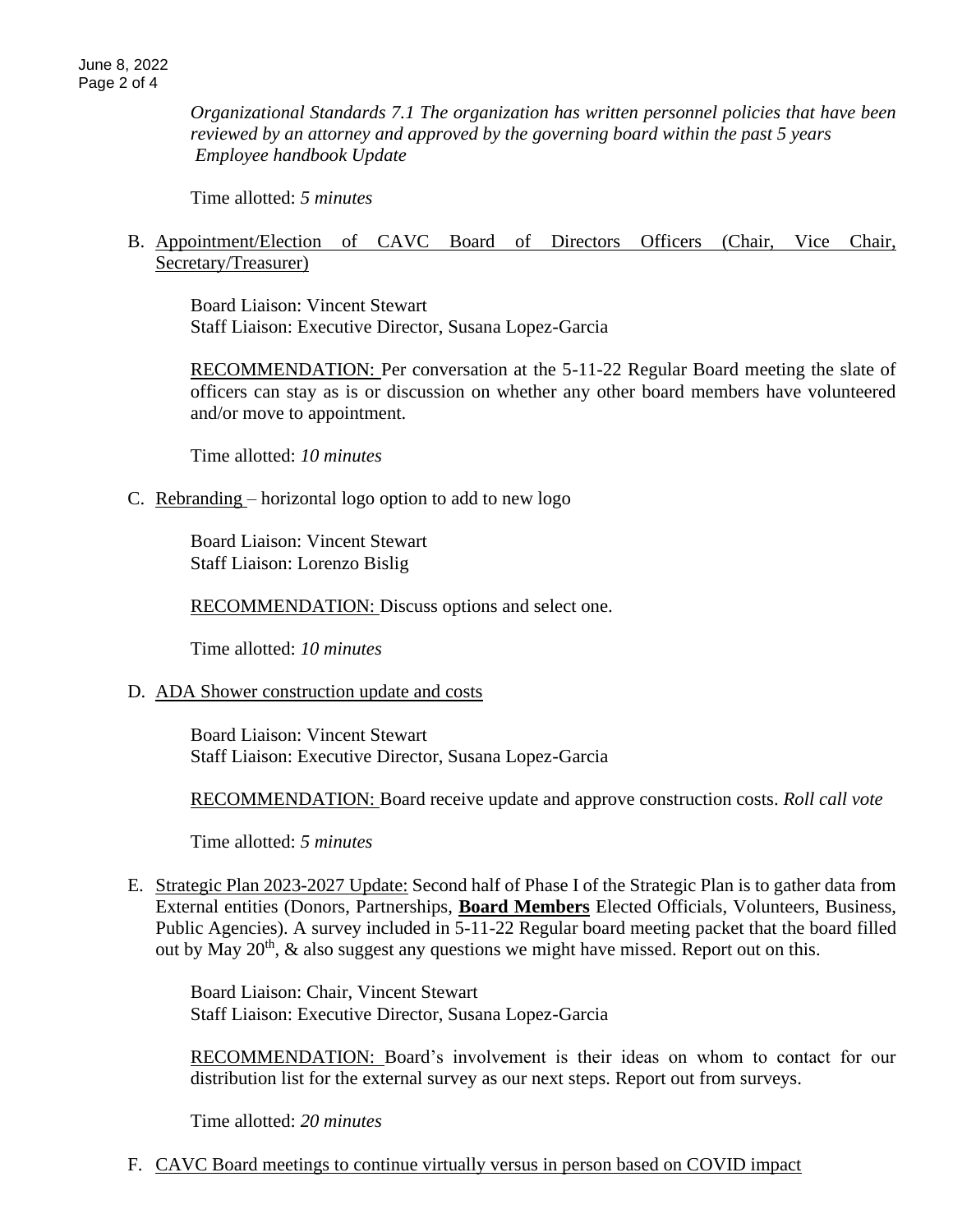*Organizational Standards 7.1 The organization has written personnel policies that have been reviewed by an attorney and approved by the governing board within the past 5 years Employee handbook Update*

Time allotted: *5 minutes*

B. Appointment/Election of CAVC Board of Directors Officers (Chair, Vice Chair, Secretary/Treasurer)

Board Liaison: Vincent Stewart
Staff Liaison: Executive Director, Susana Lopez-Garcia

RECOMMENDATION: Per conversation at the 5-11-22 Regular Board meeting the slate of officers can stay as is or discussion on whether any other board members have volunteered and/or move to appointment.

Time allotted: *10 minutes*

C. Rebranding – horizontal logo option to add to new logo

Board Liaison: Vincent Stewart
Staff Liaison: Lorenzo Bislig

RECOMMENDATION: Discuss options and select one.

Time allotted: *10 minutes*

D. ADA Shower construction update and costs

Board Liaison: Vincent Stewart
Staff Liaison: Executive Director, Susana Lopez-Garcia

RECOMMENDATION: Board receive update and approve construction costs. *Roll call vote*

Time allotted: *5 minutes*

E. Strategic Plan 2023-2027 Update: Second half of Phase I of the Strategic Plan is to gather data from External entities (Donors, Partnerships, **Board Members** Elected Officials, Volunteers, Business, Public Agencies). A survey included in 5-11-22 Regular board meeting packet that the board filled out by May 20th, & also suggest any questions we might have missed. Report out on this.

Board Liaison: Chair, Vincent Stewart
Staff Liaison: Executive Director, Susana Lopez-Garcia

RECOMMENDATION: Board's involvement is their ideas on whom to contact for our distribution list for the external survey as our next steps. Report out from surveys.

Time allotted: *20 minutes*

F. CAVC Board meetings to continue virtually versus in person based on COVID impact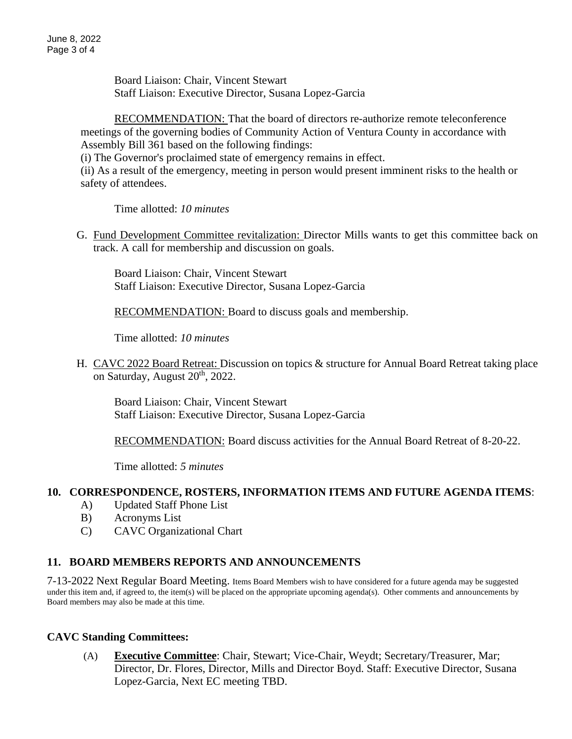Board Liaison: Chair, Vincent Stewart
Staff Liaison: Executive Director, Susana Lopez-Garcia

RECOMMENDATION: That the board of directors re-authorize remote teleconference meetings of the governing bodies of Community Action of Ventura County in accordance with Assembly Bill 361 based on the following findings:
(i) The Governor's proclaimed state of emergency remains in effect.
(ii) As a result of the emergency, meeting in person would present imminent risks to the health or safety of attendees.

Time allotted: *10 minutes*

G. Fund Development Committee revitalization: Director Mills wants to get this committee back on track. A call for membership and discussion on goals.

Board Liaison: Chair, Vincent Stewart
Staff Liaison: Executive Director, Susana Lopez-Garcia

RECOMMENDATION: Board to discuss goals and membership.

Time allotted: *10 minutes*

H. CAVC 2022 Board Retreat: Discussion on topics & structure for Annual Board Retreat taking place on Saturday, August 20th, 2022.

Board Liaison: Chair, Vincent Stewart
Staff Liaison: Executive Director, Susana Lopez-Garcia

RECOMMENDATION: Board discuss activities for the Annual Board Retreat of 8-20-22.

Time allotted: *5 minutes*

## 10. CORRESPONDENCE, ROSTERS, INFORMATION ITEMS AND FUTURE AGENDA ITEMS:

A) Updated Staff Phone List
B) Acronyms List
C) CAVC Organizational Chart

## 11. BOARD MEMBERS REPORTS AND ANNOUNCEMENTS

7-13-2022 Next Regular Board Meeting. Items Board Members wish to have considered for a future agenda may be suggested under this item and, if agreed to, the item(s) will be placed on the appropriate upcoming agenda(s). Other comments and announcements by Board members may also be made at this time.

## CAVC Standing Committees:

(A) **Executive Committee**: Chair, Stewart; Vice-Chair, Weydt; Secretary/Treasurer, Mar; Director, Dr. Flores, Director, Mills and Director Boyd. Staff: Executive Director, Susana Lopez-Garcia, Next EC meeting TBD.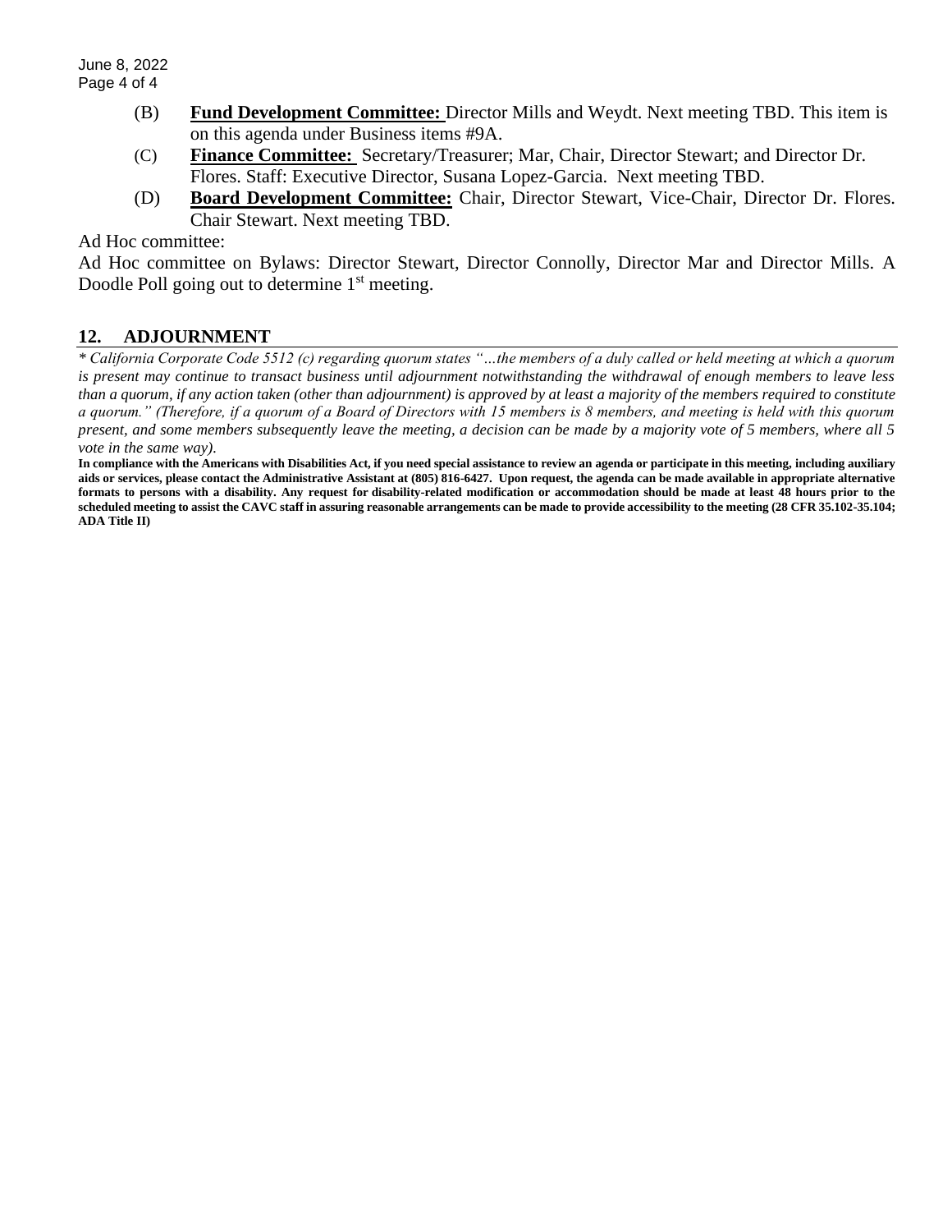(B) **Fund Development Committee:** Director Mills and Weydt. Next meeting TBD. This item is on this agenda under Business items #9A.

(C) **Finance Committee:** Secretary/Treasurer; Mar, Chair, Director Stewart; and Director Dr. Flores. Staff: Executive Director, Susana Lopez-Garcia. Next meeting TBD.

(D) **Board Development Committee:** Chair, Director Stewart, Vice-Chair, Director Dr. Flores. Chair Stewart. Next meeting TBD.

Ad Hoc committee:

Ad Hoc committee on Bylaws: Director Stewart, Director Connolly, Director Mar and Director Mills. A Doodle Poll going out to determine 1st meeting.

## 12. ADJOURNMENT

*\* California Corporate Code 5512 (c) regarding quorum states "…the members of a duly called or held meeting at which a quorum is present may continue to transact business until adjournment notwithstanding the withdrawal of enough members to leave less than a quorum, if any action taken (other than adjournment) is approved by at least a majority of the members required to constitute a quorum." (Therefore, if a quorum of a Board of Directors with 15 members is 8 members, and meeting is held with this quorum present, and some members subsequently leave the meeting, a decision can be made by a majority vote of 5 members, where all 5 vote in the same way).*

**In compliance with the Americans with Disabilities Act, if you need special assistance to review an agenda or participate in this meeting, including auxiliary aids or services, please contact the Administrative Assistant at (805) 816-6427. Upon request, the agenda can be made available in appropriate alternative formats to persons with a disability. Any request for disability-related modification or accommodation should be made at least 48 hours prior to the scheduled meeting to assist the CAVC staff in assuring reasonable arrangements can be made to provide accessibility to the meeting (28 CFR 35.102-35.104; ADA Title II)**